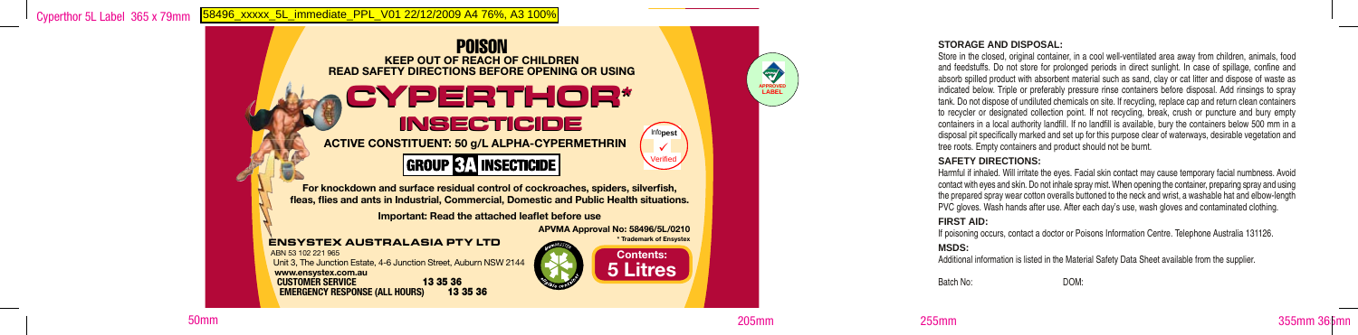# POISON

**KEEP OUT OF REACH OF CHILDREN**

**READ SAFETY DIRECTIONS BEFORE OPENING OR USING**

# CYPERTHOR*

## INSECTICIDE

**ACTIVE CONSTITUENT: 50 g/L ALPHA-CYPERMETHRIN**

**GROUP 3A INSECTICIDE**

Infopest ✓ Verified

APPROVED LABEL

**For knockdown and surface residual control of cockroaches, spiders, silverfish, fleas, flies and ants in Industrial, Commercial, Domestic and Public Health situations.**

**Important: Read the attached leaflet before use**

**APVMA Approval No: 58496/5L/0210**

\* Trademark of Ensystex

**ENSYSTEX AUSTRALASIA PTY LTD**

ABN 53 102 221 965

Unit 3, The Junction Estate, 4-6 Junction Street, Auburn NSW 2144

**www.ensystex.com.au**

**CUSTOMER SERVICE 13 35 36**

**EMERGENCY RESPONSE (ALL HOURS) 13 35 36**

**Contents: 5 Litres**

### STORAGE AND DISPOSAL:

Store in the closed, original container, in a cool well-ventilated area away from children, animals, food and feedstuffs. Do not store for prolonged periods in direct sunlight. In case of spillage, confine and absorb spilled product with absorbent material such as sand, clay or cat litter and dispose of waste as indicated below. Triple or preferably pressure rinse containers before disposal. Add rinsings to spray tank. Do not dispose of undiluted chemicals on site. If recycling, replace cap and return clean containers to recycler or designated collection point. If not recycling, break, crush or puncture and bury empty containers in a local authority landfill. If no landfill is available, bury the containers below 500 mm in a disposal pit specifically marked and set up for this purpose clear of waterways, desirable vegetation and tree roots. Empty containers and product should not be burnt.

### SAFETY DIRECTIONS:

Harmful if inhaled. Will irritate the eyes. Facial skin contact may cause temporary facial numbness. Avoid contact with eyes and skin. Do not inhale spray mist. When opening the container, preparing spray and using the prepared spray wear cotton overalls buttoned to the neck and wrist, a washable hat and elbow-length PVC gloves. Wash hands after use. After each day's use, wash gloves and contaminated clothing.

### FIRST AID:

If poisoning occurs, contact a doctor or Poisons Information Centre. Telephone Australia 131126.

### MSDS:

Additional information is listed in the Material Safety Data Sheet available from the supplier.

Batch No: DOM: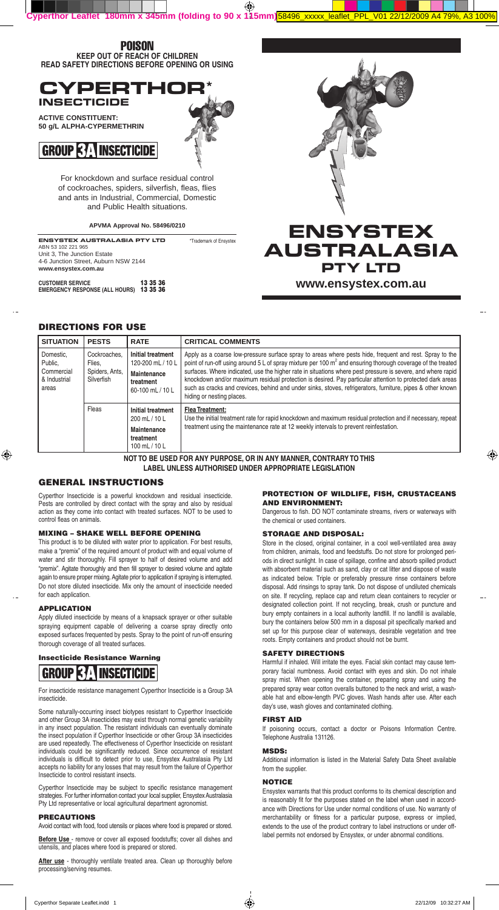# POISON

**KEEP OUT OF REACH OF CHILDREN**
**READ SAFETY DIRECTIONS BEFORE OPENING OR USING**

# CYPERTHOR*
## INSECTICIDE

**ACTIVE CONSTITUENT:**
**50 g/L ALPHA-CYPERMETHRIN**

**GROUP 3A INSECTICIDE**

For knockdown and surface residual control of cockroaches, spiders, silverfish, fleas, flies and ants in Industrial, Commercial, Domestic and Public Health situations.

**APVMA Approval No. 58496/0210**

**ENSYSTEX AUSTRALASIA PTY LTD** *Trademark of Ensystex
ABN 53 102 221 965
Unit 3, The Junction Estate
4-6 Junction Street, Auburn NSW 2144
**www.ensystex.com.au**

**CUSTOMER SERVICE 13 35 36**
**EMERGENCY RESPONSE (ALL HOURS) 13 35 36**

# ENSYSTEX AUSTRALASIA PTY LTD

**www.ensystex.com.au**

## DIRECTIONS FOR USE

| SITUATION | PESTS | RATE | CRITICAL COMMENTS |
|---|---|---|---|
| Domestic, Public, Commercial & Industrial areas | Cockroaches, Flies, Spiders, Ants, Silverfish | **Initial treatment** 120-200 mL / 10 L **Maintenance treatment** 60-100 mL / 10 L | Apply as a coarse low-pressure surface spray to areas where pests hide, frequent and rest. Spray to the point of run-off using around 5 L of spray mixture per 100 $m^2$ and ensuring thorough coverage of the treated surfaces. Where indicated, use the higher rate in situations where pest pressure is severe, and where rapid knockdown and/or maximum residual protection is desired. Pay particular attention to protected dark areas such as cracks and crevices, behind and under sinks, stoves, refrigerators, furniture, pipes & other known hiding or nesting places. |
| | Fleas | **Initial treatment** 200 mL / 10 L **Maintenance treatment** 100 mL / 10 L | **Flea Treatment:** Use the initial treatment rate for rapid knockdown and maximum residual protection and if necessary, repeat treatment using the maintenance rate at 12 weekly intervals to prevent reinfestation. |

**NOT TO BE USED FOR ANY PURPOSE, OR IN ANY MANNER, CONTRARY TO THIS LABEL UNLESS AUTHORISED UNDER APPROPRIATE LEGISLATION**

## GENERAL INSTRUCTIONS

Cyperthor Insecticide is a powerful knockdown and residual insecticide. Pests are controlled by direct contact with the spray and also by residual action as they come into contact with treated surfaces. NOT to be used to control fleas on animals.

### MIXING – SHAKE WELL BEFORE OPENING

This product is to be diluted with water prior to application. For best results, make a "premix" of the required amount of product with and equal volume of water and stir thoroughly. Fill sprayer to half of desired volume and add "premix". Agitate thoroughly and then fill sprayer to desired volume and agitate again to ensure proper mixing. Agitate prior to application if spraying is interrupted. Do not store diluted insecticide. Mix only the amount of insecticide needed for each application.

### APPLICATION

Apply diluted insecticide by means of a knapsack sprayer or other suitable spraying equipment capable of delivering a coarse spray directly onto exposed surfaces frequented by pests. Spray to the point of run-off ensuring thorough coverage of all treated surfaces.

### Insecticide Resistance Warning

**GROUP 3A INSECTICIDE**

For insecticide resistance management Cyperthor Insecticide is a Group 3A insecticide.

Some naturally-occurring insect biotypes resistant to Cyperthor Insecticide and other Group 3A insecticides may exist through normal genetic variability in any insect population. The resistant individuals can eventually dominate the insect population if Cyperthor Insecticide or other Group 3A insecticides are used repeatedly. The effectiveness of Cyperthor Insecticide on resistant individuals could be significantly reduced. Since occurrence of resistant individuals is difficult to detect prior to use, Ensystex Australasia Pty Ltd accepts no liability for any losses that may result from the failure of Cyperthor Insecticide to control resistant insects.

Cyperthor Insecticide may be subject to specific resistance management strategies. For further information contact your local supplier, Ensystex Australasia Pty Ltd representative or local agricultural department agronomist.

### PRECAUTIONS

Avoid contact with food, food utensils or places where food is prepared or stored.

**Before Use** - remove or cover all exposed foodstuffs; cover all dishes and utensils, and places where food is prepared or stored.

**After use** - thoroughly ventilate treated area. Clean up thoroughly before processing/serving resumes.

### PROTECTION OF WILDLIFE, FISH, CRUSTACEANS AND ENVIRONMENT:

Dangerous to fish. DO NOT contaminate streams, rivers or waterways with the chemical or used containers.

### STORAGE AND DISPOSAL:

Store in the closed, original container, in a cool well-ventilated area away from children, animals, food and feedstuffs. Do not store for prolonged periods in direct sunlight. In case of spillage, confine and absorb spilled product with absorbent material such as sand, clay or cat litter and dispose of waste as indicated below. Triple or preferably pressure rinse containers before disposal. Add rinsings to spray tank. Do not dispose of undiluted chemicals on site. If recycling, replace cap and return clean containers to recycler or designated collection point. If not recycling, break, crush or puncture and bury empty containers in a local authority landfill. If no landfill is available, bury the containers below 500 mm in a disposal pit specifically marked and set up for this purpose clear of waterways, desirable vegetation and tree roots. Empty containers and product should not be burnt.

### SAFETY DIRECTIONS

Harmful if inhaled. Will irritate the eyes. Facial skin contact may cause temporary facial numbness. Avoid contact with eyes and skin. Do not inhale spray mist. When opening the container, preparing spray and using the prepared spray wear cotton overalls buttoned to the neck and wrist, a washable hat and elbow-length PVC gloves. Wash hands after use. After each day's use, wash gloves and contaminated clothing.

### FIRST AID

If poisoning occurs, contact a doctor or Poisons Information Centre. Telephone Australia 131126.

### MSDS:

Additional information is listed in the Material Safety Data Sheet available from the supplier.

### NOTICE

Ensystex warrants that this product conforms to its chemical description and is reasonably fit for the purposes stated on the label when used in accordance with Directions for Use under normal conditions of use. No warranty of merchantability or fitness for a particular purpose, express or implied, extends to the use of the product contrary to label instructions or under off-label permits not endorsed by Ensystex, or under abnormal conditions.